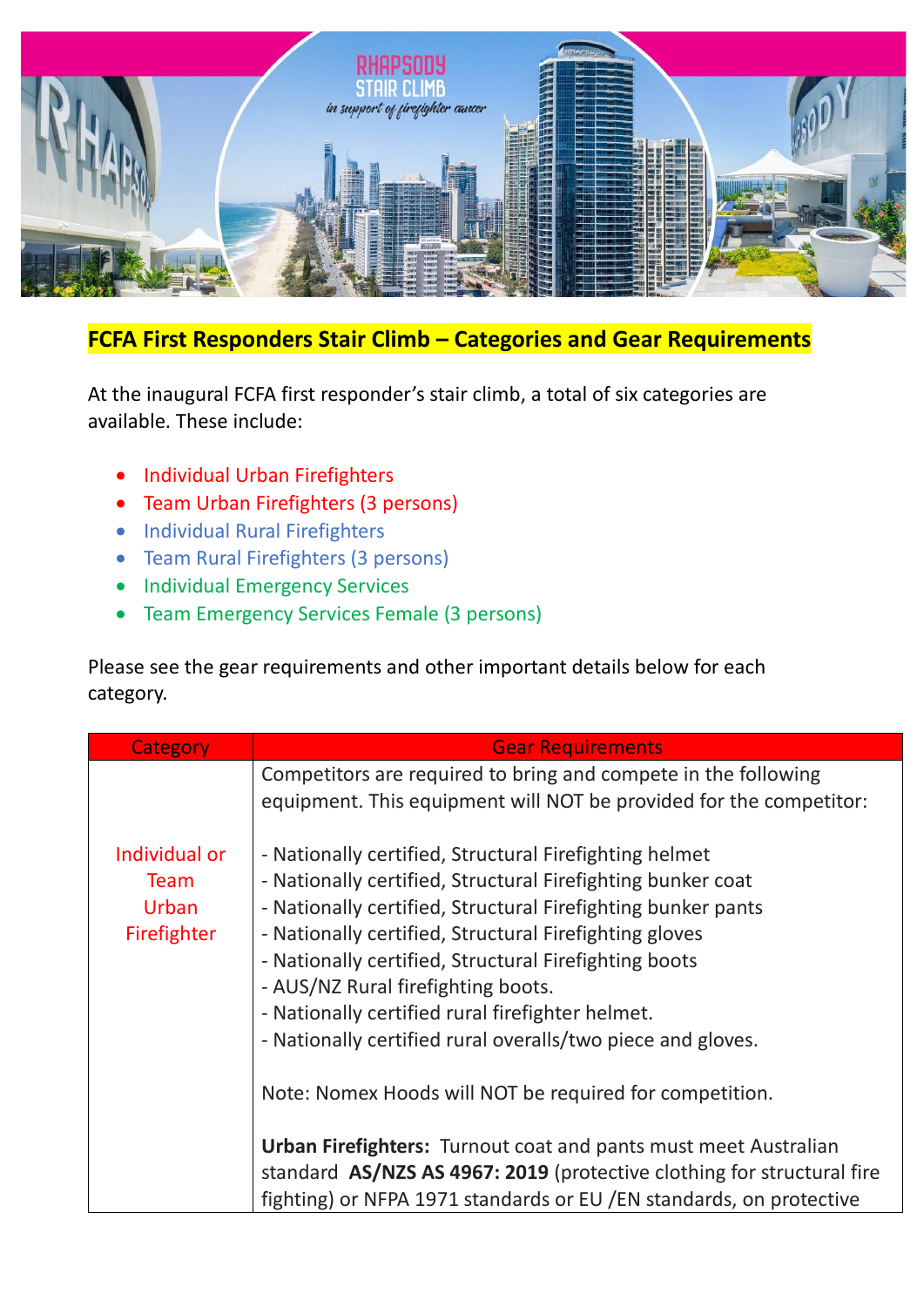## FCFA First Responders Stair Climb – Categories and Gear Requirements

At the inaugural FCFA first responder's stair climb, a total of six categories are available. These include:

- Individual Urban Firefighters
- Team Urban Firefighters (3 persons)
- Individual Rural Firefighters
- Team Rural Firefighters (3 persons)
- Individual Emergency Services
- Team Emergency Services Female (3 persons)

Please see the gear requirements and other important details below for each category.

| Category | Gear Requirements |
|---|---|
| Individual or Team Urban Firefighter | Competitors are required to bring and compete in the following equipment. This equipment will NOT be provided for the competitor:<br><br>- Nationally certified, Structural Firefighting helmet<br>- Nationally certified, Structural Firefighting bunker coat<br>- Nationally certified, Structural Firefighting bunker pants<br>- Nationally certified, Structural Firefighting gloves<br>- Nationally certified, Structural Firefighting boots<br>- AUS/NZ Rural firefighting boots.<br>- Nationally certified rural firefighter helmet.<br>- Nationally certified rural overalls/two piece and gloves.<br><br>Note: Nomex Hoods will NOT be required for competition.<br><br>**Urban Firefighters:** Turnout coat and pants must meet Australian standard **AS/NZS AS 4967: 2019** (protective clothing for structural fire fighting) or NFPA 1971 standards or EU /EN standards, on protective |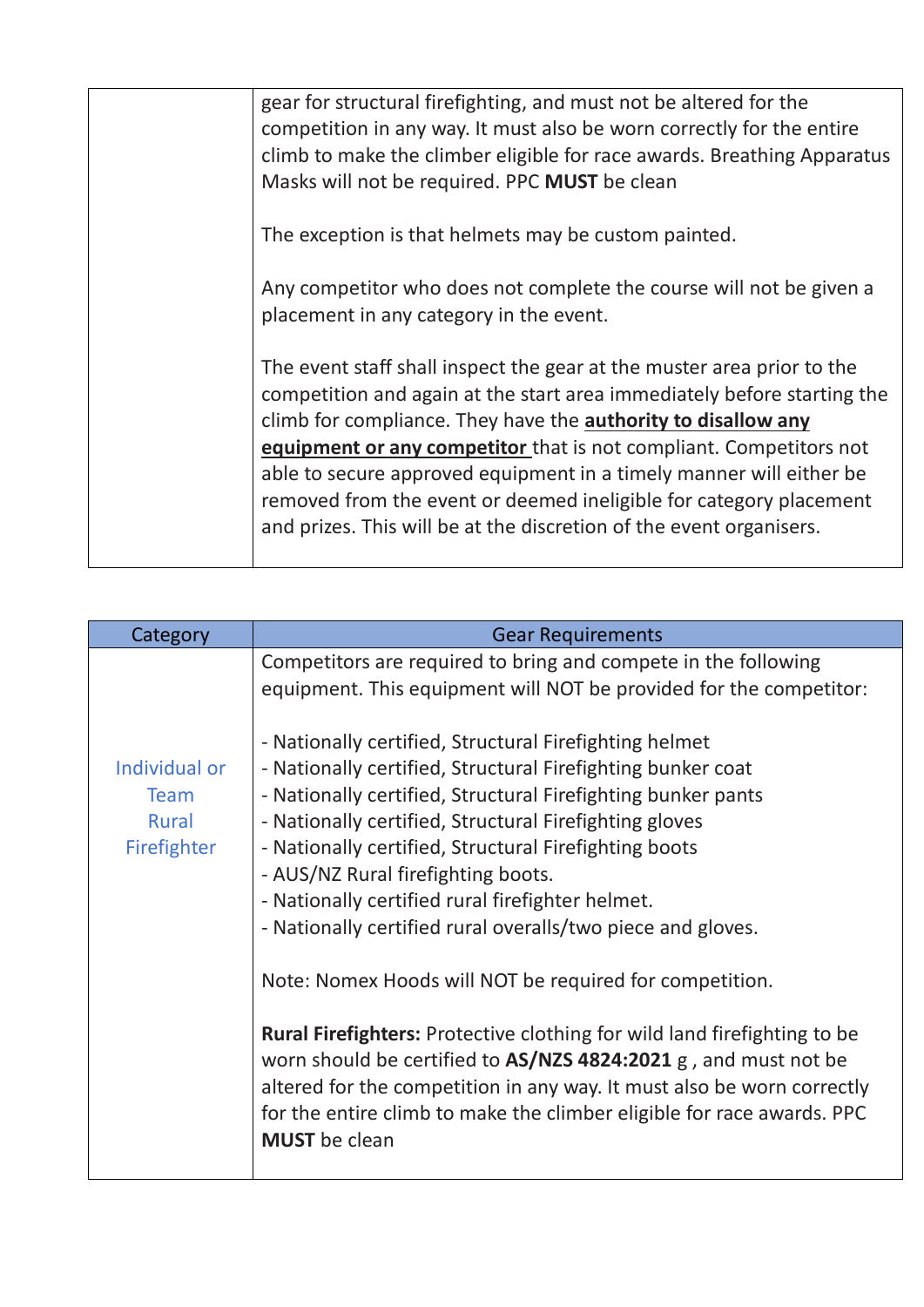| | |
|---|---|
| | gear for structural firefighting, and must not be altered for the competition in any way. It must also be worn correctly for the entire climb to make the climber eligible for race awards. Breathing Apparatus Masks will not be required. PPC **MUST** be clean<br><br>The exception is that helmets may be custom painted.<br><br>Any competitor who does not complete the course will not be given a placement in any category in the event.<br><br>The event staff shall inspect the gear at the muster area prior to the competition and again at the start area immediately before starting the climb for compliance. They have the **authority to disallow any equipment or any competitor** that is not compliant. Competitors not able to secure approved equipment in a timely manner will either be removed from the event or deemed ineligible for category placement and prizes. This will be at the discretion of the event organisers. |

| Category | Gear Requirements |
|---|---|
| Individual or Team Rural Firefighter | Competitors are required to bring and compete in the following equipment. This equipment will NOT be provided for the competitor:<br><br>- Nationally certified, Structural Firefighting helmet<br>- Nationally certified, Structural Firefighting bunker coat<br>- Nationally certified, Structural Firefighting bunker pants<br>- Nationally certified, Structural Firefighting gloves<br>- Nationally certified, Structural Firefighting boots<br>- AUS/NZ Rural firefighting boots.<br>- Nationally certified rural firefighter helmet.<br>- Nationally certified rural overalls/two piece and gloves.<br><br>Note: Nomex Hoods will NOT be required for competition.<br><br>**Rural Firefighters:** Protective clothing for wild land firefighting to be worn should be certified to **AS/NZS 4824:2021** g , and must not be altered for the competition in any way. It must also be worn correctly for the entire climb to make the climber eligible for race awards. PPC **MUST** be clean |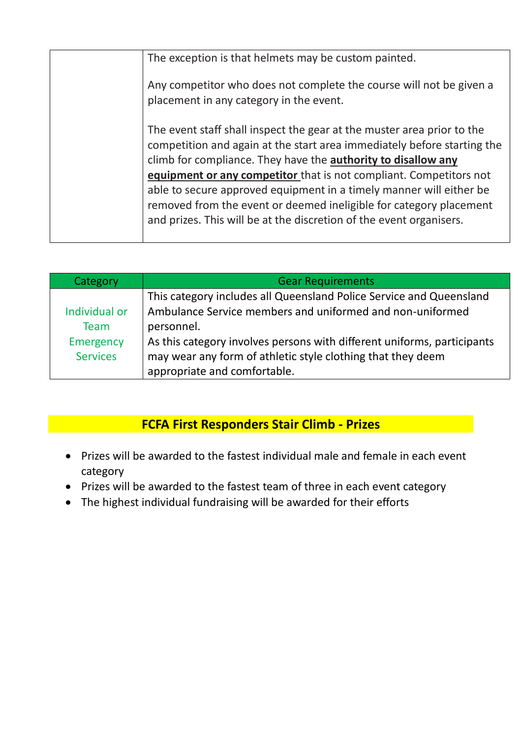| | |
|---|---|
| | The exception is that helmets may be custom painted.<br><br>Any competitor who does not complete the course will not be given a placement in any category in the event.<br><br>The event staff shall inspect the gear at the muster area prior to the competition and again at the start area immediately before starting the climb for compliance. They have the **authority to disallow any equipment or any competitor** that is not compliant. Competitors not able to secure approved equipment in a timely manner will either be removed from the event or deemed ineligible for category placement and prizes. This will be at the discretion of the event organisers. |

| Category | Gear Requirements |
|---|---|
| Individual or Team Emergency Services | This category includes all Queensland Police Service and Queensland Ambulance Service members and uniformed and non-uniformed personnel.<br>As this category involves persons with different uniforms, participants may wear any form of athletic style clothing that they deem appropriate and comfortable. |

## FCFA First Responders Stair Climb - Prizes

- Prizes will be awarded to the fastest individual male and female in each event category
- Prizes will be awarded to the fastest team of three in each event category
- The highest individual fundraising will be awarded for their efforts